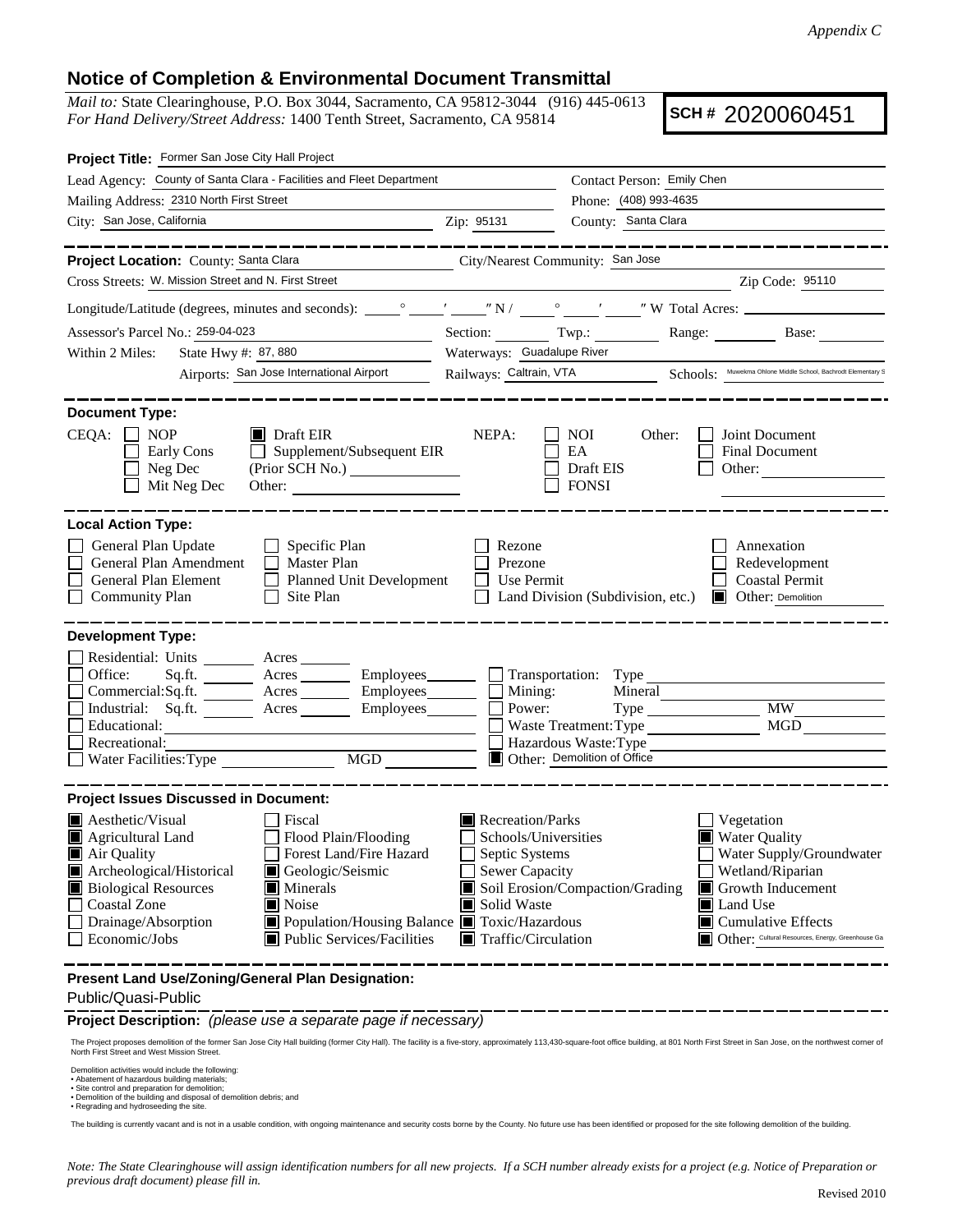*Appendix C*

# Notice of Completion & Environmental Document Transmittal

*Mail to:* State Clearinghouse, P.O. Box 3044, Sacramento, CA 95812-3044 (916) 445-0613
*For Hand Delivery/Street Address:* 1400 Tenth Street, Sacramento, CA 95814

**SCH #** 2020060451

**Project Title:** Former San Jose City Hall Project

Lead Agency: County of Santa Clara - Facilities and Fleet Department
Contact Person: Emily Chen
Mailing Address: 2310 North First Street
Phone: (408) 993-4635
City: San Jose, California
Zip: 95131
County: Santa Clara

**Project Location:** County: Santa Clara
City/Nearest Community: San Jose
Cross Streets: W. Mission Street and N. First Street
Zip Code: 95110
Longitude/Latitude (degrees, minutes and seconds): ___° ___′ ___″ N / ___° ___′ ___″ W Total Acres: ______
Assessor's Parcel No.: 259-04-023
Section: ______ Twp.: ______ Range: ______ Base: ______
Within 2 Miles: State Hwy #: 87, 880
Waterways: Guadalupe River
Airports: San Jose International Airport
Railways: Caltrain, VTA
Schools: Muwekma Ohlone Middle School, Bachrodt Elementary S

**Document Type:**

CEQA:
- ☐ NOP
- ☐ Early Cons
- ☐ Neg Dec
- ☐ Mit Neg Dec
- ☒ Draft EIR
- ☐ Supplement/Subsequent EIR (Prior SCH No.) ______
- Other: ______

NEPA:
- ☐ NOI
- ☐ EA
- ☐ Draft EIS
- ☐ FONSI

Other:
- ☐ Joint Document
- ☐ Final Document
- ☐ Other: ______

**Local Action Type:**

- ☐ General Plan Update
- ☐ General Plan Amendment
- ☐ General Plan Element
- ☐ Community Plan
- ☐ Specific Plan
- ☐ Master Plan
- ☐ Planned Unit Development
- ☐ Site Plan
- ☐ Rezone
- ☐ Prezone
- ☐ Use Permit
- ☐ Land Division (Subdivision, etc.)
- ☐ Annexation
- ☐ Redevelopment
- ☐ Coastal Permit
- ☒ Other: Demolition

**Development Type:**

- ☐ Residential: Units ______ Acres ______
- ☐ Office: Sq.ft. ______ Acres ______ Employees ______
- ☐ Commercial: Sq.ft. ______ Acres ______ Employees ______
- ☐ Industrial: Sq.ft. ______ Acres ______ Employees ______
- ☐ Educational: ______
- ☐ Recreational: ______
- ☐ Water Facilities: Type ______ MGD ______
- ☐ Transportation: Type ______
- ☐ Mining: Mineral ______
- ☐ Power: Type ______ MW ______
- ☐ Waste Treatment: Type ______ MGD ______
- ☐ Hazardous Waste: Type ______
- ☒ Other: Demolition of Office

**Project Issues Discussed in Document:**

- ☒ Aesthetic/Visual
- ☒ Agricultural Land
- ☒ Air Quality
- ☒ Archeological/Historical
- ☒ Biological Resources
- ☐ Coastal Zone
- ☐ Drainage/Absorption
- ☐ Economic/Jobs
- ☐ Fiscal
- ☐ Flood Plain/Flooding
- ☐ Forest Land/Fire Hazard
- ☒ Geologic/Seismic
- ☒ Minerals
- ☒ Noise
- ☒ Population/Housing Balance
- ☒ Public Services/Facilities
- ☒ Recreation/Parks
- ☐ Schools/Universities
- ☐ Septic Systems
- ☐ Sewer Capacity
- ☒ Soil Erosion/Compaction/Grading
- ☒ Solid Waste
- ☒ Toxic/Hazardous
- ☒ Traffic/Circulation
- ☐ Vegetation
- ☒ Water Quality
- ☐ Water Supply/Groundwater
- ☐ Wetland/Riparian
- ☒ Growth Inducement
- ☒ Land Use
- ☒ Cumulative Effects
- ☒ Other: Cultural Resources, Energy, Greenhouse Ga

**Present Land Use/Zoning/General Plan Designation:**

Public/Quasi-Public

**Project Description:** *(please use a separate page if necessary)*

The Project proposes demolition of the former San Jose City Hall building (former City Hall). The facility is a five-story, approximately 113,430-square-foot office building, at 801 North First Street in San Jose, on the northwest corner of North First Street and West Mission Street.

Demolition activities would include the following:
- Abatement of hazardous building materials;
- Site control and preparation for demolition;
- Demolition of the building and disposal of demolition debris; and
- Regrading and hydroseeding the site.

The building is currently vacant and is not in a usable condition, with ongoing maintenance and security costs borne by the County. No future use has been identified or proposed for the site following demolition of the building.

*Note: The State Clearinghouse will assign identification numbers for all new projects. If a SCH number already exists for a project (e.g. Notice of Preparation or previous draft document) please fill in.*

Revised 2010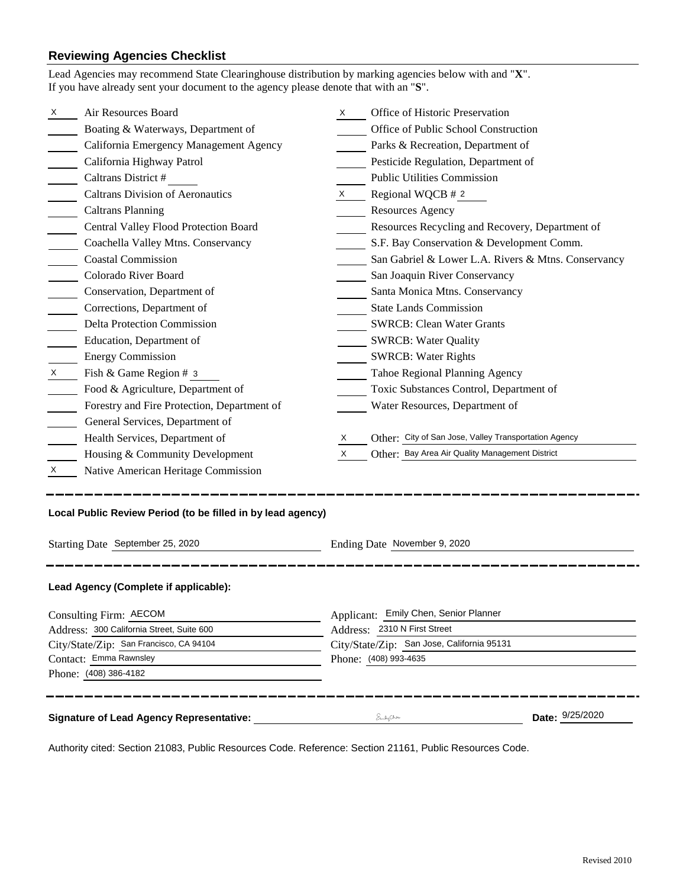## Reviewing Agencies Checklist

Lead Agencies may recommend State Clearinghouse distribution by marking agencies below with and "**X**".
If you have already sent your document to the agency please denote that with an "**S**".

| | | | |
|---|---|---|---|
| X | Air Resources Board | X | Office of Historic Preservation |
| | Boating & Waterways, Department of | | Office of Public School Construction |
| | California Emergency Management Agency | | Parks & Recreation, Department of |
| | California Highway Patrol | | Pesticide Regulation, Department of |
| | Caltrans District # | | Public Utilities Commission |
| | Caltrans Division of Aeronautics | X | Regional WQCB # 2 |
| | Caltrans Planning | | Resources Agency |
| | Central Valley Flood Protection Board | | Resources Recycling and Recovery, Department of |
| | Coachella Valley Mtns. Conservancy | | S.F. Bay Conservation & Development Comm. |
| | Coastal Commission | | San Gabriel & Lower L.A. Rivers & Mtns. Conservancy |
| | Colorado River Board | | San Joaquin River Conservancy |
| | Conservation, Department of | | Santa Monica Mtns. Conservancy |
| | Corrections, Department of | | State Lands Commission |
| | Delta Protection Commission | | SWRCB: Clean Water Grants |
| | Education, Department of | | SWRCB: Water Quality |
| | Energy Commission | | SWRCB: Water Rights |
| X | Fish & Game Region # 3 | | Tahoe Regional Planning Agency |
| | Food & Agriculture, Department of | | Toxic Substances Control, Department of |
| | Forestry and Fire Protection, Department of | | Water Resources, Department of |
| | General Services, Department of | | |
| | Health Services, Department of | X | Other: City of San Jose, Valley Transportation Agency |
| | Housing & Community Development | X | Other: Bay Area Air Quality Management District |
| X | Native American Heritage Commission | | |

---

**Local Public Review Period (to be filled in by lead agency)**

Starting Date September 25, 2020 Ending Date November 9, 2020

---

**Lead Agency (Complete if applicable):**

Consulting Firm: AECOM
Address: 300 California Street, Suite 600
City/State/Zip: San Francisco, CA 94104
Contact: Emma Rawnsley
Phone: (408) 386-4182

Applicant: Emily Chen, Senior Planner
Address: 2310 N First Street
City/State/Zip: San Jose, California 95131
Phone: (408) 993-4635

---

**Signature of Lead Agency Representative:** Emily Chen **Date:** 9/25/2020

Authority cited: Section 21083, Public Resources Code. Reference: Section 21161, Public Resources Code.

Revised 2010